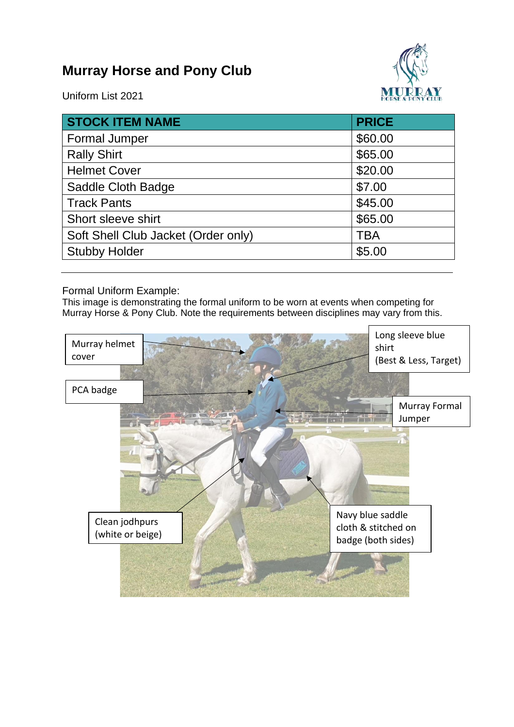# Murray Horse and Pony Club

Uniform List 2021

| STOCK ITEM NAME | PRICE |
|---|---|
| Formal Jumper | $60.00 |
| Rally Shirt | $65.00 |
| Helmet Cover | $20.00 |
| Saddle Cloth Badge | $7.00 |
| Track Pants | $45.00 |
| Short sleeve shirt | $65.00 |
| Soft Shell Club Jacket (Order only) | TBA |
| Stubby Holder | $5.00 |

---

Formal Uniform Example:

This image is demonstrating the formal uniform to be worn at events when competing for Murray Horse & Pony Club. Note the requirements between disciplines may vary from this.

Murray helmet cover

Long sleeve blue shirt (Best & Less, Target)

PCA badge

Murray Formal Jumper

Clean jodhpurs (white or beige)

Navy blue saddle cloth & stitched on badge (both sides)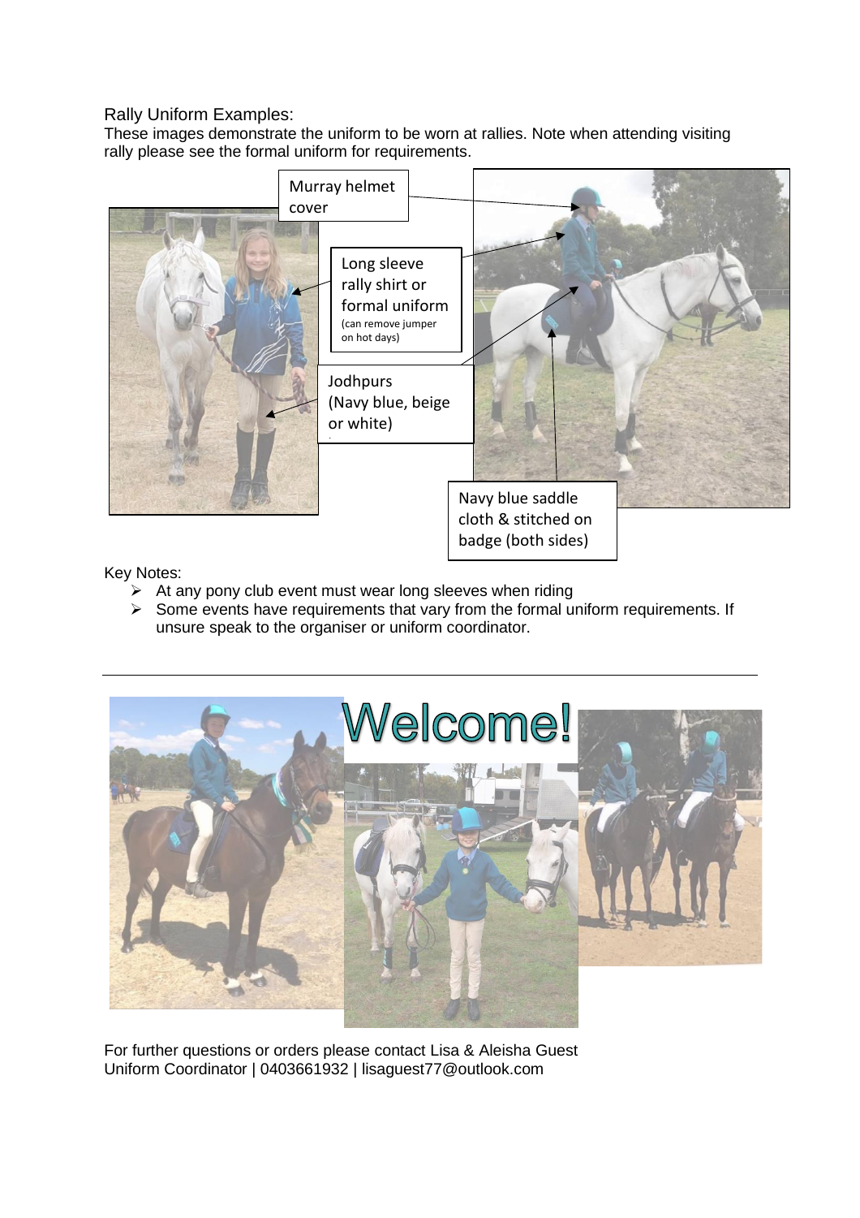Rally Uniform Examples:

These images demonstrate the uniform to be worn at rallies. Note when attending visiting rally please see the formal uniform for requirements.

Murray helmet cover

Long sleeve rally shirt or formal uniform (can remove jumper on hot days)

Jodhpurs (Navy blue, beige or white)

Navy blue saddle cloth & stitched on badge (both sides)

Key Notes:

- At any pony club event must wear long sleeves when riding
- Some events have requirements that vary from the formal uniform requirements. If unsure speak to the organiser or uniform coordinator.

---

Welcome!

For further questions or orders please contact Lisa & Aleisha Guest
Uniform Coordinator | 0403661932 | lisaguest77@outlook.com